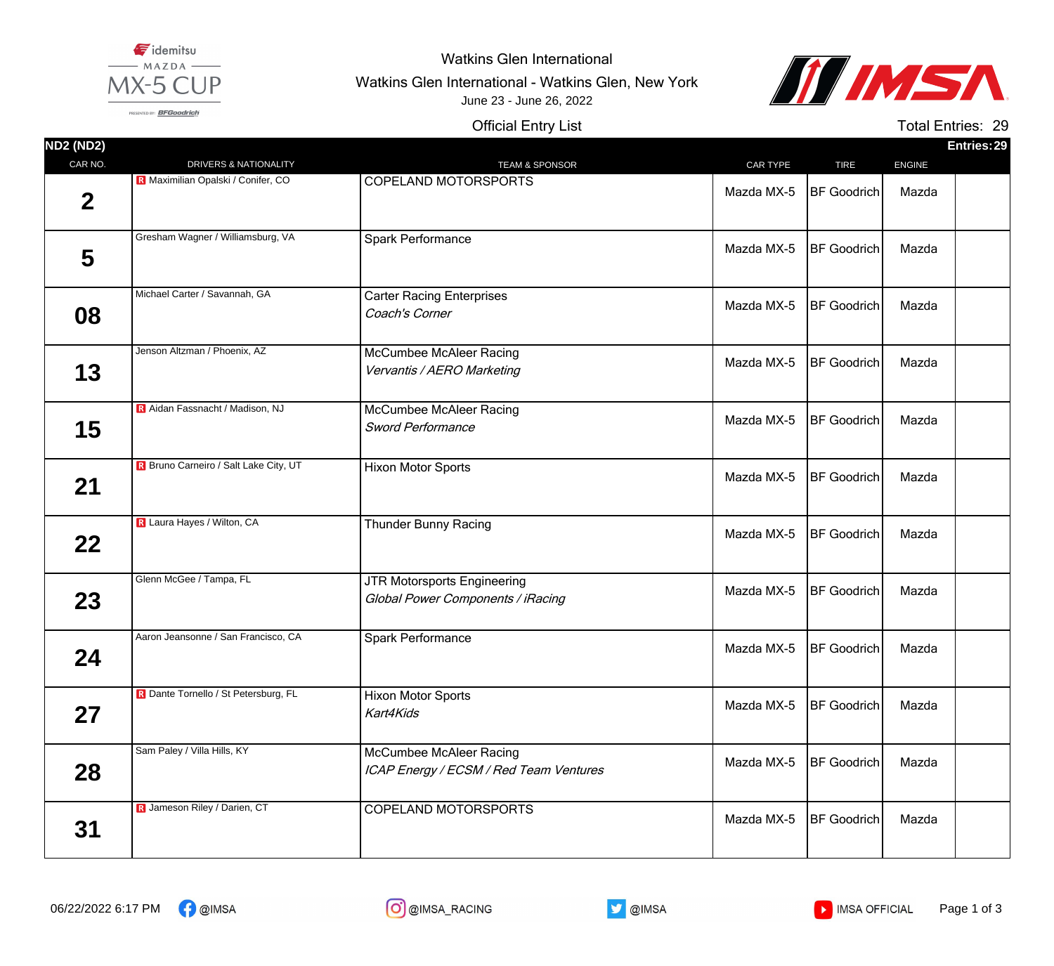Watkins Glen International

Watkins Glen International - Watkins Glen, New York

June 23 - June 26, 2022

Official Entry List

Total Entries: 29

**ND2 (ND2)** — Entries: 29

| CAR NO. | DRIVERS & NATIONALITY | TEAM & SPONSOR | CAR TYPE | TIRE | ENGINE |
|---|---|---|---|---|---|
| 2 | R Maximilian Opalski / Conifer, CO | COPELAND MOTORSPORTS | Mazda MX-5 | BF Goodrich | Mazda |
| 5 | Gresham Wagner / Williamsburg, VA | Spark Performance | Mazda MX-5 | BF Goodrich | Mazda |
| 08 | Michael Carter / Savannah, GA | Carter Racing Enterprises *Coach's Corner* | Mazda MX-5 | BF Goodrich | Mazda |
| 13 | Jenson Altzman / Phoenix, AZ | McCumbee McAleer Racing *Vervantis / AERO Marketing* | Mazda MX-5 | BF Goodrich | Mazda |
| 15 | R Aidan Fassnacht / Madison, NJ | McCumbee McAleer Racing *Sword Performance* | Mazda MX-5 | BF Goodrich | Mazda |
| 21 | R Bruno Carneiro / Salt Lake City, UT | Hixon Motor Sports | Mazda MX-5 | BF Goodrich | Mazda |
| 22 | R Laura Hayes / Wilton, CA | Thunder Bunny Racing | Mazda MX-5 | BF Goodrich | Mazda |
| 23 | Glenn McGee / Tampa, FL | JTR Motorsports Engineering *Global Power Components / iRacing* | Mazda MX-5 | BF Goodrich | Mazda |
| 24 | Aaron Jeansonne / San Francisco, CA | Spark Performance | Mazda MX-5 | BF Goodrich | Mazda |
| 27 | R Dante Tornello / St Petersburg, FL | Hixon Motor Sports *Kart4Kids* | Mazda MX-5 | BF Goodrich | Mazda |
| 28 | Sam Paley / Villa Hills, KY | McCumbee McAleer Racing *ICAP Energy / ECSM / Red Team Ventures* | Mazda MX-5 | BF Goodrich | Mazda |
| 31 | R Jameson Riley / Darien, CT | COPELAND MOTORSPORTS | Mazda MX-5 | BF Goodrich | Mazda |

06/22/2022 6:17 PM @IMSA @IMSA_RACING @IMSA IMSA OFFICIAL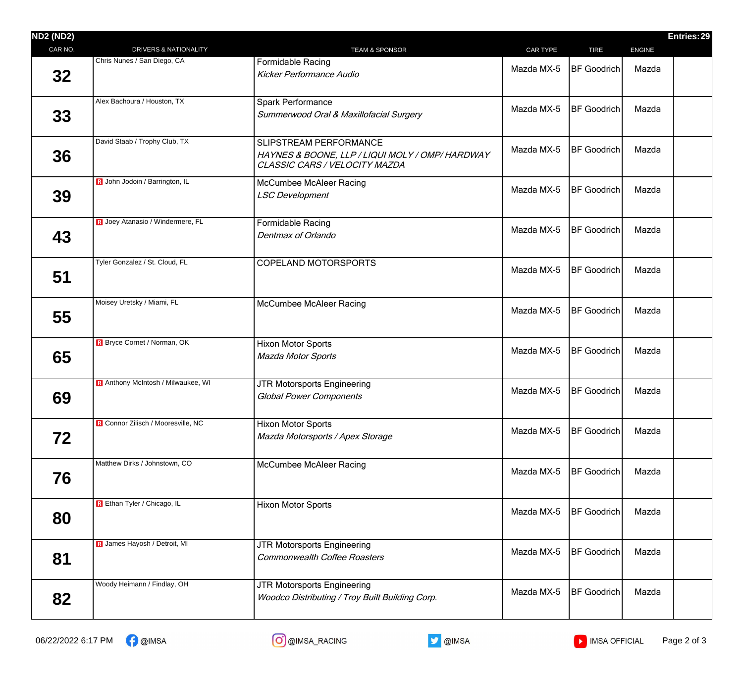**ND2 (ND2)** — **Entries: 29**

| CAR NO. | DRIVERS & NATIONALITY | TEAM & SPONSOR | CAR TYPE | TIRE | ENGINE | |
|---|---|---|---|---|---|---|
| 32 | Chris Nunes / San Diego, CA | Formidable Racing<br>*Kicker Performance Audio* | Mazda MX-5 | BF Goodrich | Mazda | |
| 33 | Alex Bachoura / Houston, TX | Spark Performance<br>*Summerwood Oral & Maxillofacial Surgery* | Mazda MX-5 | BF Goodrich | Mazda | |
| 36 | David Staab / Trophy Club, TX | SLIPSTREAM PERFORMANCE<br>*HAYNES & BOONE, LLP / LIQUI MOLY / OMP/ HARDWAY CLASSIC CARS / VELOCITY MAZDA* | Mazda MX-5 | BF Goodrich | Mazda | |
| 39 | R John Jodoin / Barrington, IL | McCumbee McAleer Racing<br>*LSC Development* | Mazda MX-5 | BF Goodrich | Mazda | |
| 43 | R Joey Atanasio / Windermere, FL | Formidable Racing<br>*Dentmax of Orlando* | Mazda MX-5 | BF Goodrich | Mazda | |
| 51 | Tyler Gonzalez / St. Cloud, FL | COPELAND MOTORSPORTS | Mazda MX-5 | BF Goodrich | Mazda | |
| 55 | Moisey Uretsky / Miami, FL | McCumbee McAleer Racing | Mazda MX-5 | BF Goodrich | Mazda | |
| 65 | R Bryce Cornet / Norman, OK | Hixon Motor Sports<br>*Mazda Motor Sports* | Mazda MX-5 | BF Goodrich | Mazda | |
| 69 | R Anthony McIntosh / Milwaukee, WI | JTR Motorsports Engineering<br>*Global Power Components* | Mazda MX-5 | BF Goodrich | Mazda | |
| 72 | R Connor Zilisch / Mooresville, NC | Hixon Motor Sports<br>*Mazda Motorsports / Apex Storage* | Mazda MX-5 | BF Goodrich | Mazda | |
| 76 | Matthew Dirks / Johnstown, CO | McCumbee McAleer Racing | Mazda MX-5 | BF Goodrich | Mazda | |
| 80 | R Ethan Tyler / Chicago, IL | Hixon Motor Sports | Mazda MX-5 | BF Goodrich | Mazda | |
| 81 | R James Hayosh / Detroit, MI | JTR Motorsports Engineering<br>*Commonwealth Coffee Roasters* | Mazda MX-5 | BF Goodrich | Mazda | |
| 82 | Woody Heimann / Findlay, OH | JTR Motorsports Engineering<br>*Woodco Distributing / Troy Built Building Corp.* | Mazda MX-5 | BF Goodrich | Mazda | |

06/22/2022 6:17 PM @IMSA @IMSA_RACING @IMSA IMSA OFFICIAL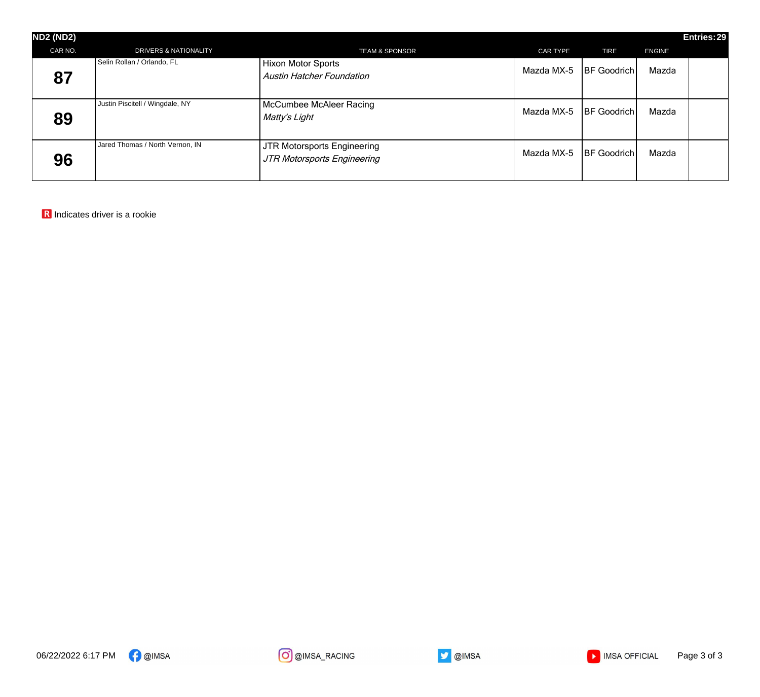ND2 (ND2) Entries: 29

| CAR NO. | DRIVERS & NATIONALITY | TEAM & SPONSOR | CAR TYPE | TIRE | ENGINE | |
|---|---|---|---|---|---|---|
| **87** | Selin Rollan / Orlando, FL | Hixon Motor Sports<br>*Austin Hatcher Foundation* | Mazda MX-5 | BF Goodrich | Mazda | |
| **89** | Justin Piscitell / Wingdale, NY | McCumbee McAleer Racing<br>*Matty's Light* | Mazda MX-5 | BF Goodrich | Mazda | |
| **96** | Jared Thomas / North Vernon, IN | JTR Motorsports Engineering<br>*JTR Motorsports Engineering* | Mazda MX-5 | BF Goodrich | Mazda | |

R Indicates driver is a rookie

06/22/2022 6:17 PM @IMSA @IMSA_RACING @IMSA IMSA OFFICIAL